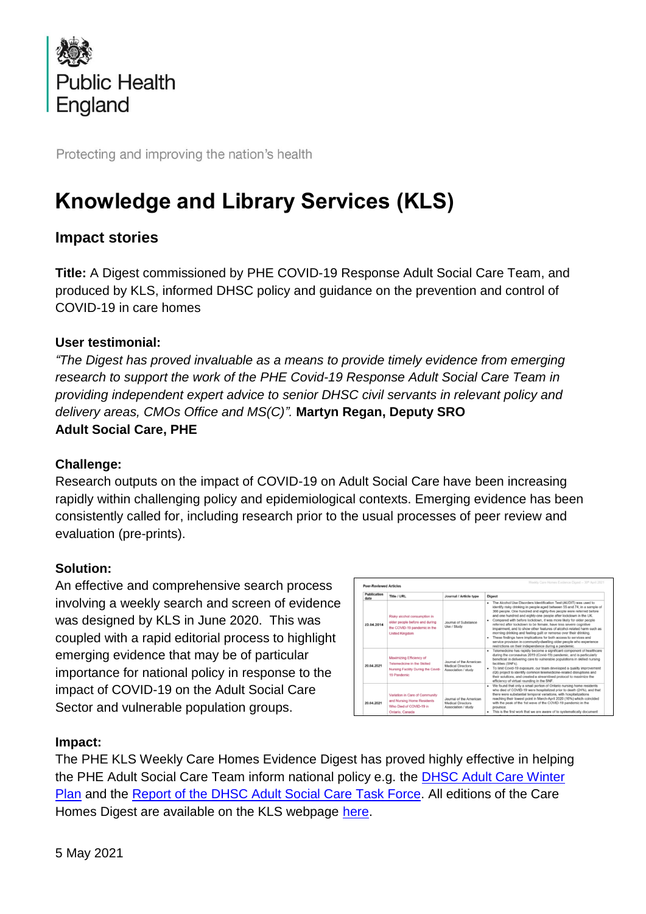Public Health England

Protecting and improving the nation's health

# Knowledge and Library Services (KLS)

## Impact stories

**Title:** A Digest commissioned by PHE COVID-19 Response Adult Social Care Team, and produced by KLS, informed DHSC policy and guidance on the prevention and control of COVID-19 in care homes

### User testimonial:

*"The Digest has proved invaluable as a means to provide timely evidence from emerging research to support the work of the PHE Covid-19 Response Adult Social Care Team in providing independent expert advice to senior DHSC civil servants in relevant policy and delivery areas, CMOs Office and MS(C)".* **Martyn Regan, Deputy SRO Adult Social Care, PHE**

### Challenge:

Research outputs on the impact of COVID-19 on Adult Social Care have been increasing rapidly within challenging policy and epidemiological contexts. Emerging evidence has been consistently called for, including research prior to the usual processes of peer review and evaluation (pre-prints).

### Solution:

An effective and comprehensive search process involving a weekly search and screen of evidence was designed by KLS in June 2020. This was coupled with a rapid editorial process to highlight emerging evidence that may be of particular importance for national policy in response to the impact of COVID-19 on the Adult Social Care Sector and vulnerable population groups.

### Impact:

The PHE KLS Weekly Care Homes Evidence Digest has proved highly effective in helping the PHE Adult Social Care Team inform national policy e.g. the [DHSC Adult Care Winter Plan] and the [Report of the DHSC Adult Social Care Task Force]. All editions of the Care Homes Digest are available on the KLS webpage [here].

5 May 2021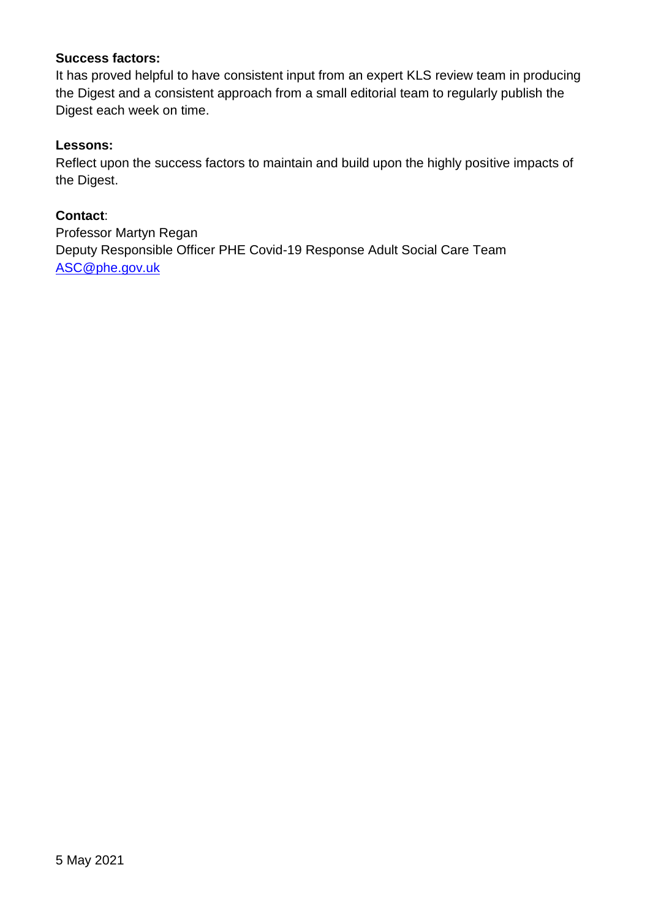**Success factors:**
It has proved helpful to have consistent input from an expert KLS review team in producing the Digest and a consistent approach from a small editorial team to regularly publish the Digest each week on time.

**Lessons:**
Reflect upon the success factors to maintain and build upon the highly positive impacts of the Digest.

**Contact**:
Professor Martyn Regan
Deputy Responsible Officer PHE Covid-19 Response Adult Social Care Team
[ASC@phe.gov.uk](mailto:ASC@phe.gov.uk)

5 May 2021